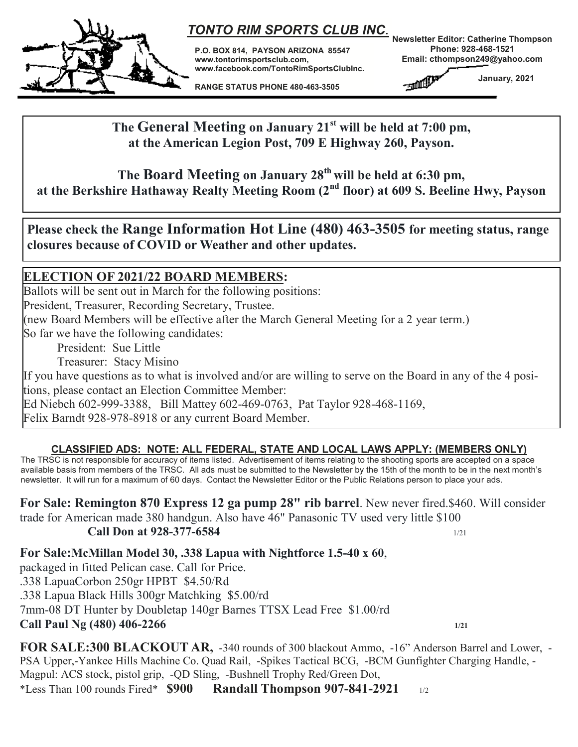# TONTO RIM SPORTS CLUB INC.

**P.O. BOX 814, PAYSON ARIZONA 85547**
**www.tontorimsportsclub.com,**
**www.facebook.com/TontoRimSportsClubInc.**

**RANGE STATUS PHONE 480-463-3505**

**Newsletter Editor: Catherine Thompson**
**Phone: 928-468-1521**
**Email: cthompson249@yahoo.com**

**January, 2021**

---

**The General Meeting on January 21st will be held at 7:00 pm, at the American Legion Post, 709 E Highway 260, Payson.**

**The Board Meeting on January 28th will be held at 6:30 pm, at the Berkshire Hathaway Realty Meeting Room (2nd floor) at 609 S. Beeline Hwy, Payson**

---

**Please check the Range Information Hot Line (480) 463-3505 for meeting status, range closures because of COVID or Weather and other updates.**

---

## ELECTION OF 2021/22 BOARD MEMBERS:

Ballots will be sent out in March for the following positions:
President, Treasurer, Recording Secretary, Trustee.
(new Board Members will be effective after the March General Meeting for a 2 year term.)
So far we have the following candidates:

- President: Sue Little
- Treasurer: Stacy Misino

If you have questions as to what is involved and/or are willing to serve on the Board in any of the 4 positions, please contact an Election Committee Member:
Ed Niebch 602-999-3388, Bill Mattey 602-469-0763, Pat Taylor 928-468-1169,
Felix Barndt 928-978-8918 or any current Board Member.

---

### CLASSIFIED ADS: NOTE: ALL FEDERAL, STATE AND LOCAL LAWS APPLY: (MEMBERS ONLY)

The TRSC is not responsible for accuracy of items listed. Advertisement of items relating to the shooting sports are accepted on a space available basis from members of the TRSC. All ads must be submitted to the Newsletter by the 15th of the month to be in the next month's newsletter. It will run for a maximum of 60 days. Contact the Newsletter Editor or the Public Relations person to place your ads.

**For Sale: Remington 870 Express 12 ga pump 28" rib barrel**. New never fired.$460. Will consider trade for American made 380 handgun. Also have 46" Panasonic TV used very little $100
**Call Don at 928-377-6584** 1/21

**For Sale:McMillan Model 30, .338 Lapua with Nightforce 1.5-40 x 60**,
packaged in fitted Pelican case. Call for Price.
.338 LapuaCorbon 250gr HPBT $4.50/Rd
.338 Lapua Black Hills 300gr Matchking $5.00/rd
7mm-08 DT Hunter by Doubletap 140gr Barnes TTSX Lead Free $1.00/rd
**Call Paul Ng (480) 406-2266** **1/21**

**FOR SALE:300 BLACKOUT AR,** -340 rounds of 300 blackout Ammo, -16" Anderson Barrel and Lower, -PSA Upper,-Yankee Hills Machine Co. Quad Rail, -Spikes Tactical BCG, -BCM Gunfighter Charging Handle, -Magpul: ACS stock, pistol grip, -QD Sling, -Bushnell Trophy Red/Green Dot,
*Less Than 100 rounds Fired* **$900** **Randall Thompson 907-841-2921** 1/2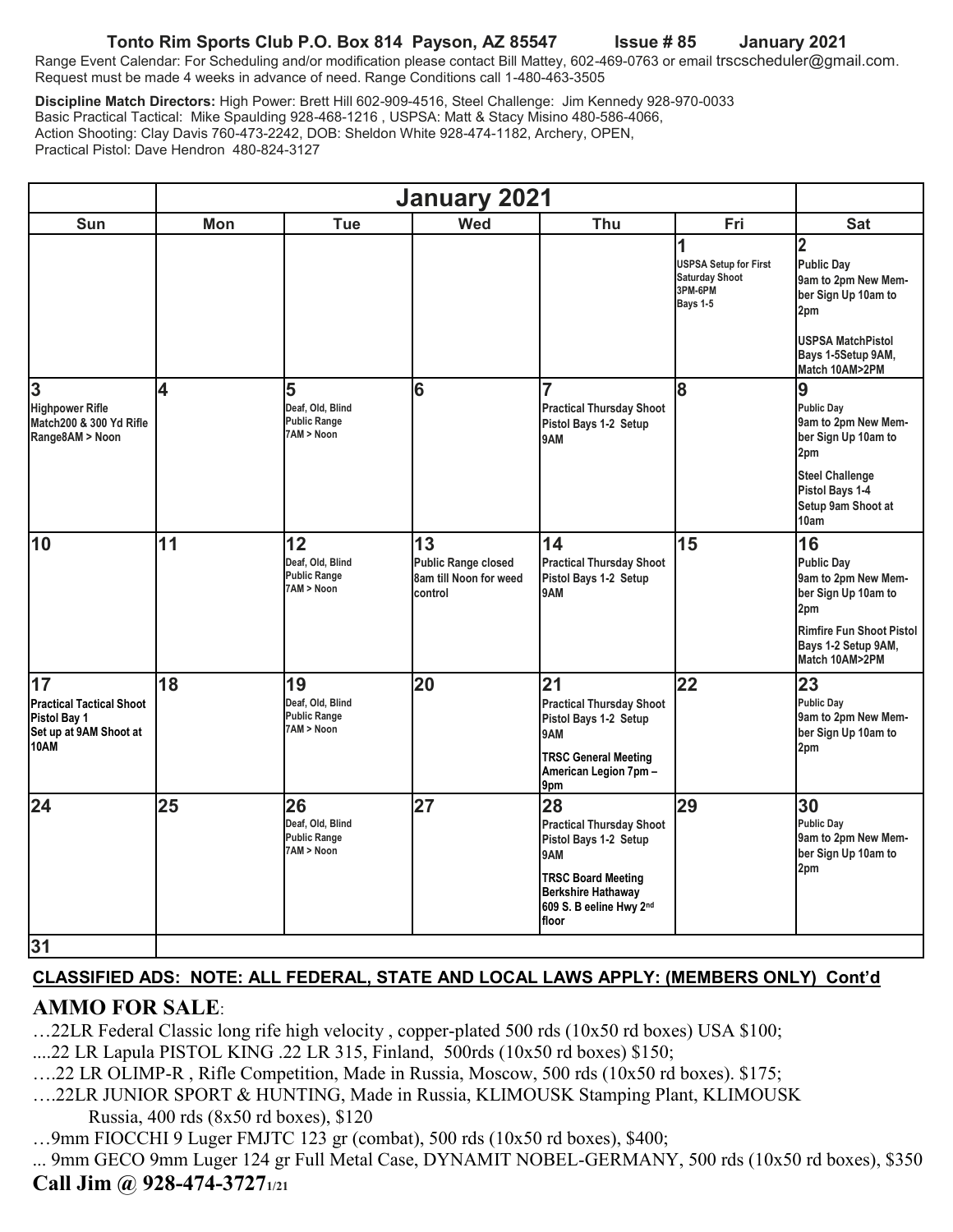**Tonto Rim Sports Club P.O. Box 814 Payson, AZ 85547 Issue # 85 January 2021**

Range Event Calendar: For Scheduling and/or modification please contact Bill Mattey, 602-469-0763 or email trscscheduler@gmail.com. Request must be made 4 weeks in advance of need. Range Conditions call 1-480-463-3505

**Discipline Match Directors:** High Power: Brett Hill 602-909-4516, Steel Challenge: Jim Kennedy 928-970-0033
Basic Practical Tactical: Mike Spaulding 928-468-1216 , USPSA: Matt & Stacy Misino 480-586-4066,
Action Shooting: Clay Davis 760-473-2242, DOB: Sheldon White 928-474-1182, Archery, OPEN,
Practical Pistol: Dave Hendron 480-824-3127

## January 2021

| Sun | Mon | Tue | Wed | Thu | Fri | Sat |
|---|---|---|---|---|---|---|
| | | | | | **1** USPSA Setup for First Saturday Shoot 3PM-6PM Bays 1-5 | **2** Public Day 9am to 2pm New Member Sign Up 10am to 2pm; USPSA MatchPistol Bays 1-5Setup 9AM, Match 10AM>2PM |
| **3** Highpower Rifle Match200 & 300 Yd Rifle Range8AM > Noon | **4** | **5** Deaf, Old, Blind Public Range 7AM > Noon | **6** | **7** Practical Thursday Shoot Pistol Bays 1-2 Setup 9AM | **8** | **9** Public Day 9am to 2pm New Member Sign Up 10am to 2pm; Steel Challenge Pistol Bays 1-4 Setup 9am Shoot at 10am |
| **10** | **11** | **12** Deaf, Old, Blind Public Range 7AM > Noon | **13** Public Range closed 8am till Noon for weed control | **14** Practical Thursday Shoot Pistol Bays 1-2 Setup 9AM | **15** | **16** Public Day 9am to 2pm New Member Sign Up 10am to 2pm; Rimfire Fun Shoot Pistol Bays 1-2 Setup 9AM, Match 10AM>2PM |
| **17** Practical Tactical Shoot Pistol Bay 1 Set up at 9AM Shoot at 10AM | **18** | **19** Deaf, Old, Blind Public Range 7AM > Noon | **20** | **21** Practical Thursday Shoot Pistol Bays 1-2 Setup 9AM; TRSC General Meeting American Legion 7pm – 9pm | **22** | **23** Public Day 9am to 2pm New Member Sign Up 10am to 2pm |
| **24** | **25** | **26** Deaf, Old, Blind Public Range 7AM > Noon | **27** | **28** Practical Thursday Shoot Pistol Bays 1-2 Setup 9AM; TRSC Board Meeting Berkshire Hathaway 609 S. B eeline Hwy 2nd floor | **29** | **30** Public Day 9am to 2pm New Member Sign Up 10am to 2pm |
| **31** | | | | | | |

**CLASSIFIED ADS: NOTE: ALL FEDERAL, STATE AND LOCAL LAWS APPLY: (MEMBERS ONLY) Cont'd**

**AMMO FOR SALE**:

…22LR Federal Classic long rife high velocity , copper-plated 500 rds (10x50 rd boxes) USA $100;

....22 LR Lapula PISTOL KING .22 LR 315, Finland, 500rds (10x50 rd boxes) $150;

….22 LR OLIMP-R , Rifle Competition, Made in Russia, Moscow, 500 rds (10x50 rd boxes). $175;

….22LR JUNIOR SPORT & HUNTING, Made in Russia, KLIMOUSK Stamping Plant, KLIMOUSK Russia, 400 rds (8x50 rd boxes), $120

…9mm FIOCCHI 9 Luger FMJTC 123 gr (combat), 500 rds (10x50 rd boxes), $400;

... 9mm GECO 9mm Luger 124 gr Full Metal Case, DYNAMIT NOBEL-GERMANY, 500 rds (10x50 rd boxes), $350

**Call Jim @ 928-474-3727** 1/21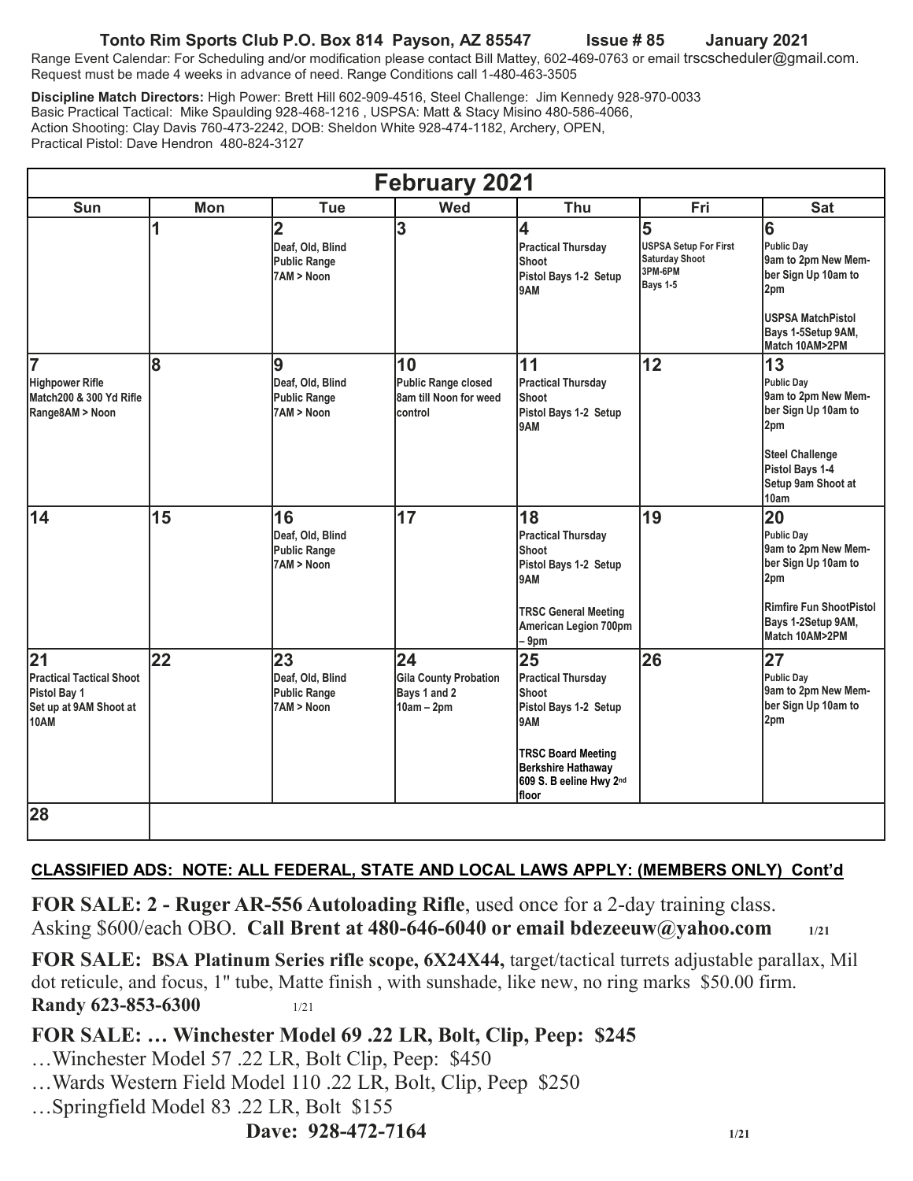**Tonto Rim Sports Club P.O. Box 814 Payson, AZ 85547 Issue # 85 January 2021**

Range Event Calendar: For Scheduling and/or modification please contact Bill Mattey, 602-469-0763 or email trscscheduler@gmail.com. Request must be made 4 weeks in advance of need. Range Conditions call 1-480-463-3505

**Discipline Match Directors:** High Power: Brett Hill 602-909-4516, Steel Challenge: Jim Kennedy 928-970-0033 Basic Practical Tactical: Mike Spaulding 928-468-1216 , USPSA: Matt & Stacy Misino 480-586-4066, Action Shooting: Clay Davis 760-473-2242, DOB: Sheldon White 928-474-1182, Archery, OPEN, Practical Pistol: Dave Hendron 480-824-3127

## February 2021

| Sun | Mon | Tue | Wed | Thu | Fri | Sat |
|---|---|---|---|---|---|---|
| | 1 | 2 Deaf, Old, Blind Public Range 7AM > Noon | 3 | 4 Practical Thursday Shoot Pistol Bays 1-2 Setup 9AM | 5 USPSA Setup For First Saturday Shoot 3PM-6PM Bays 1-5 | 6 Public Day 9am to 2pm New Member Sign Up 10am to 2pm<br>USPSA MatchPistol Bays 1-5Setup 9AM, Match 10AM>2PM |
| 7 Highpower Rifle Match200 & 300 Yd Rifle Range8AM > Noon | 8 | 9 Deaf, Old, Blind Public Range 7AM > Noon | 10 Public Range closed 8am till Noon for weed control | 11 Practical Thursday Shoot Pistol Bays 1-2 Setup 9AM | 12 | 13 Public Day 9am to 2pm New Member Sign Up 10am to 2pm<br>Steel Challenge Pistol Bays 1-4 Setup 9am Shoot at 10am |
| 14 | 15 | 16 Deaf, Old, Blind Public Range 7AM > Noon | 17 | 18 Practical Thursday Shoot Pistol Bays 1-2 Setup 9AM<br>TRSC General Meeting American Legion 700pm – 9pm | 19 | 20 Public Day 9am to 2pm New Member Sign Up 10am to 2pm<br>Rimfire Fun ShootPistol Bays 1-2Setup 9AM, Match 10AM>2PM |
| 21 Practical Tactical Shoot Pistol Bay 1 Set up at 9AM Shoot at 10AM | 22 | 23 Deaf, Old, Blind Public Range 7AM > Noon | 24 Gila County Probation Bays 1 and 2 10am – 2pm | 25 Practical Thursday Shoot Pistol Bays 1-2 Setup 9AM<br>TRSC Board Meeting Berkshire Hathaway 609 S. B eeline Hwy 2nd floor | 26 | 27 Public Day 9am to 2pm New Member Sign Up 10am to 2pm |
| 28 | | | | | | |

**CLASSIFIED ADS: NOTE: ALL FEDERAL, STATE AND LOCAL LAWS APPLY: (MEMBERS ONLY) Cont'd**

**FOR SALE: 2 - Ruger AR-556 Autoloading Rifle**, used once for a 2-day training class. Asking $600/each OBO. **Call Brent at 480-646-6040 or email bdezeeuw@yahoo.com** 1/21

**FOR SALE: BSA Platinum Series rifle scope, 6X24X44,** target/tactical turrets adjustable parallax, Mil dot reticule, and focus, 1" tube, Matte finish , with sunshade, like new, no ring marks $50.00 firm. **Randy 623-853-6300** 1/21

**FOR SALE: … Winchester Model 69 .22 LR, Bolt, Clip, Peep: $245**

…Winchester Model 57 .22 LR, Bolt Clip, Peep: $450

…Wards Western Field Model 110 .22 LR, Bolt, Clip, Peep $250

…Springfield Model 83 .22 LR, Bolt $155

**Dave: 928-472-7164** 1/21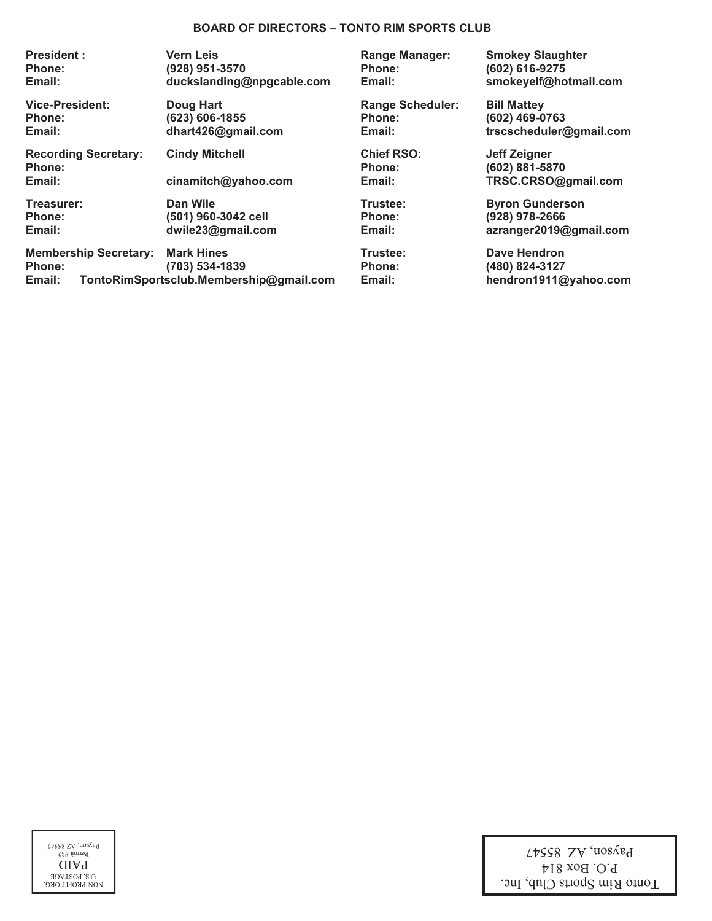## BOARD OF DIRECTORS – TONTO RIM SPORTS CLUB

**President :** Vern Leis
**Phone:** (928) 951-3570
**Email:** duckslanding@npgcable.com

**Vice-President:** Doug Hart
**Phone:** (623) 606-1855
**Email:** dhart426@gmail.com

**Recording Secretary:** Cindy Mitchell
**Phone:**
**Email:** cinamitch@yahoo.com

**Treasurer:** Dan Wile
**Phone:** (501) 960-3042 cell
**Email:** dwile23@gmail.com

**Membership Secretary:** Mark Hines
**Phone:** (703) 534-1839
**Email:** TontoRimSportsclub.Membership@gmail.com

**Range Manager:** Smokey Slaughter
**Phone:** (602) 616-9275
**Email:** smokeyelf@hotmail.com

**Range Scheduler:** Bill Mattey
**Phone:** (602) 469-0763
**Email:** trscscheduler@gmail.com

**Chief RSO:** Jeff Zeigner
**Phone:** (602) 881-5870
**Email:** TRSC.CRSO@gmail.com

**Trustee:** Byron Gunderson
**Phone:** (928) 978-2666
**Email:** azranger2019@gmail.com

**Trustee:** Dave Hendron
**Phone:** (480) 824-3127
**Email:** hendron1911@yahoo.com

NON-PROFIT ORG.
U.S. POSTAGE
PAID
Permit #32
Payson, AZ 85547

Tonto Rim Sports Club, Inc.
P.O. Box 814
Payson, AZ 85547